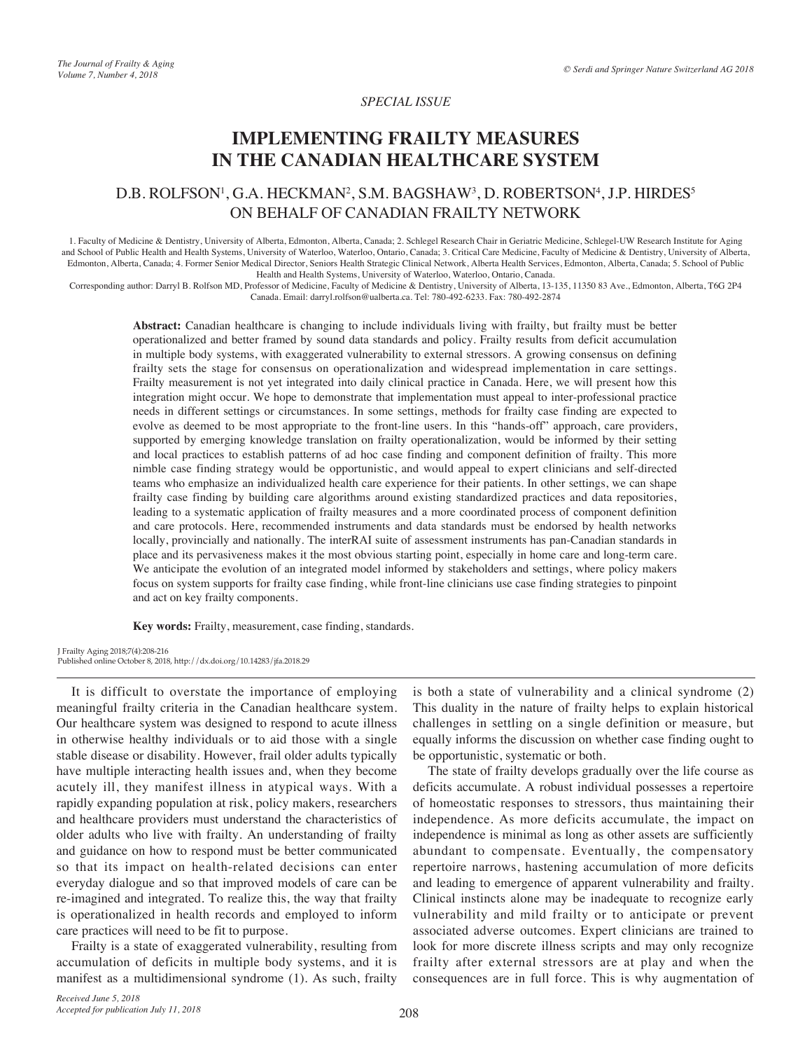*SPECIAL ISSUE*

# IMPLEMENTING FRAILTY MEASURES IN THE CANADIAN HEALTHCARE SYSTEM

D.B. ROLFSON[1], G.A. HECKMAN[2], S.M. BAGSHAW[3], D. ROBERTSON[4], J.P. HIRDES[5]
ON BEHALF OF CANADIAN FRAILTY NETWORK

1. Faculty of Medicine & Dentistry, University of Alberta, Edmonton, Alberta, Canada; 2. Schlegel Research Chair in Geriatric Medicine, Schlegel-UW Research Institute for Aging and School of Public Health and Health Systems, University of Waterloo, Waterloo, Ontario, Canada; 3. Critical Care Medicine, Faculty of Medicine & Dentistry, University of Alberta, Edmonton, Alberta, Canada; 4. Former Senior Medical Director, Seniors Health Strategic Clinical Network, Alberta Health Services, Edmonton, Alberta, Canada; 5. School of Public Health and Health Systems, University of Waterloo, Waterloo, Ontario, Canada.

Corresponding author: Darryl B. Rolfson MD, Professor of Medicine, Faculty of Medicine & Dentistry, University of Alberta, 13-135, 11350 83 Ave., Edmonton, Alberta, T6G 2P4 Canada. Email: darryl.rolfson@ualberta.ca. Tel: 780-492-6233. Fax: 780-492-2874

**Abstract:** Canadian healthcare is changing to include individuals living with frailty, but frailty must be better operationalized and better framed by sound data standards and policy. Frailty results from deficit accumulation in multiple body systems, with exaggerated vulnerability to external stressors. A growing consensus on defining frailty sets the stage for consensus on operationalization and widespread implementation in care settings. Frailty measurement is not yet integrated into daily clinical practice in Canada. Here, we will present how this integration might occur. We hope to demonstrate that implementation must appeal to inter-professional practice needs in different settings or circumstances. In some settings, methods for frailty case finding are expected to evolve as deemed to be most appropriate to the front-line users. In this "hands-off" approach, care providers, supported by emerging knowledge translation on frailty operationalization, would be informed by their setting and local practices to establish patterns of ad hoc case finding and component definition of frailty. This more nimble case finding strategy would be opportunistic, and would appeal to expert clinicians and self-directed teams who emphasize an individualized health care experience for their patients. In other settings, we can shape frailty case finding by building care algorithms around existing standardized practices and data repositories, leading to a systematic application of frailty measures and a more coordinated process of component definition and care protocols. Here, recommended instruments and data standards must be endorsed by health networks locally, provincially and nationally. The interRAI suite of assessment instruments has pan-Canadian standards in place and its pervasiveness makes it the most obvious starting point, especially in home care and long-term care. We anticipate the evolution of an integrated model informed by stakeholders and settings, where policy makers focus on system supports for frailty case finding, while front-line clinicians use case finding strategies to pinpoint and act on key frailty components.

**Key words:** Frailty, measurement, case finding, standards.

J Frailty Aging 2018;7(4):208-216
Published online October 8, 2018, http://dx.doi.org/10.14283/jfa.2018.29

It is difficult to overstate the importance of employing meaningful frailty criteria in the Canadian healthcare system. Our healthcare system was designed to respond to acute illness in otherwise healthy individuals or to aid those with a single stable disease or disability. However, frail older adults typically have multiple interacting health issues and, when they become acutely ill, they manifest illness in atypical ways. With a rapidly expanding population at risk, policy makers, researchers and healthcare providers must understand the characteristics of older adults who live with frailty. An understanding of frailty and guidance on how to respond must be better communicated so that its impact on health-related decisions can enter everyday dialogue and so that improved models of care can be re-imagined and integrated. To realize this, the way that frailty is operationalized in health records and employed to inform care practices will need to be fit to purpose.

Frailty is a state of exaggerated vulnerability, resulting from accumulation of deficits in multiple body systems, and it is manifest as a multidimensional syndrome (1). As such, frailty is both a state of vulnerability and a clinical syndrome (2) This duality in the nature of frailty helps to explain historical challenges in settling on a single definition or measure, but equally informs the discussion on whether case finding ought to be opportunistic, systematic or both.

The state of frailty develops gradually over the life course as deficits accumulate. A robust individual possesses a repertoire of homeostatic responses to stressors, thus maintaining their independence. As more deficits accumulate, the impact on independence is minimal as long as other assets are sufficiently abundant to compensate. Eventually, the compensatory repertoire narrows, hastening accumulation of more deficits and leading to emergence of apparent vulnerability and frailty. Clinical instincts alone may be inadequate to recognize early vulnerability and mild frailty or to anticipate or prevent associated adverse outcomes. Expert clinicians are trained to look for more discrete illness scripts and may only recognize frailty after external stressors are at play and when the consequences are in full force. This is why augmentation of

*Received June 5, 2018*
*Accepted for publication July 11, 2018*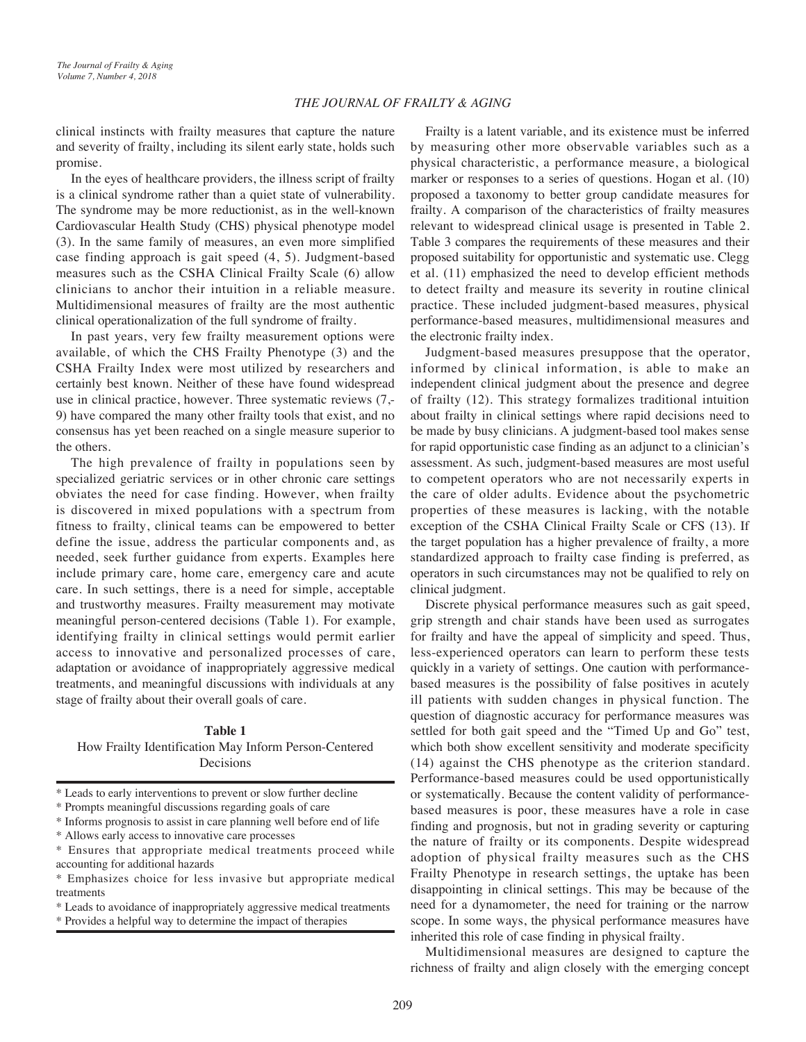clinical instincts with frailty measures that capture the nature and severity of frailty, including its silent early state, holds such promise.

In the eyes of healthcare providers, the illness script of frailty is a clinical syndrome rather than a quiet state of vulnerability. The syndrome may be more reductionist, as in the well-known Cardiovascular Health Study (CHS) physical phenotype model (3). In the same family of measures, an even more simplified case finding approach is gait speed (4, 5). Judgment-based measures such as the CSHA Clinical Frailty Scale (6) allow clinicians to anchor their intuition in a reliable measure. Multidimensional measures of frailty are the most authentic clinical operationalization of the full syndrome of frailty.

In past years, very few frailty measurement options were available, of which the CHS Frailty Phenotype (3) and the CSHA Frailty Index were most utilized by researchers and certainly best known. Neither of these have found widespread use in clinical practice, however. Three systematic reviews (7,-9) have compared the many other frailty tools that exist, and no consensus has yet been reached on a single measure superior to the others.

The high prevalence of frailty in populations seen by specialized geriatric services or in other chronic care settings obviates the need for case finding. However, when frailty is discovered in mixed populations with a spectrum from fitness to frailty, clinical teams can be empowered to better define the issue, address the particular components and, as needed, seek further guidance from experts. Examples here include primary care, home care, emergency care and acute care. In such settings, there is a need for simple, acceptable and trustworthy measures. Frailty measurement may motivate meaningful person-centered decisions (Table 1). For example, identifying frailty in clinical settings would permit earlier access to innovative and personalized processes of care, adaptation or avoidance of inappropriately aggressive medical treatments, and meaningful discussions with individuals at any stage of frailty about their overall goals of care.

**Table 1**
How Frailty Identification May Inform Person-Centered Decisions

| |
|---|
| * Leads to early interventions to prevent or slow further decline |
| * Prompts meaningful discussions regarding goals of care |
| * Informs prognosis to assist in care planning well before end of life |
| * Allows early access to innovative care processes |
| * Ensures that appropriate medical treatments proceed while accounting for additional hazards |
| * Emphasizes choice for less invasive but appropriate medical treatments |
| * Leads to avoidance of inappropriately aggressive medical treatments |
| * Provides a helpful way to determine the impact of therapies |

Frailty is a latent variable, and its existence must be inferred by measuring other more observable variables such as a physical characteristic, a performance measure, a biological marker or responses to a series of questions. Hogan et al. (10) proposed a taxonomy to better group candidate measures for frailty. A comparison of the characteristics of frailty measures relevant to widespread clinical usage is presented in Table 2. Table 3 compares the requirements of these measures and their proposed suitability for opportunistic and systematic use. Clegg et al. (11) emphasized the need to develop efficient methods to detect frailty and measure its severity in routine clinical practice. These included judgment-based measures, physical performance-based measures, multidimensional measures and the electronic frailty index.

Judgment-based measures presuppose that the operator, informed by clinical information, is able to make an independent clinical judgment about the presence and degree of frailty (12). This strategy formalizes traditional intuition about frailty in clinical settings where rapid decisions need to be made by busy clinicians. A judgment-based tool makes sense for rapid opportunistic case finding as an adjunct to a clinician's assessment. As such, judgment-based measures are most useful to competent operators who are not necessarily experts in the care of older adults. Evidence about the psychometric properties of these measures is lacking, with the notable exception of the CSHA Clinical Frailty Scale or CFS (13). If the target population has a higher prevalence of frailty, a more standardized approach to frailty case finding is preferred, as operators in such circumstances may not be qualified to rely on clinical judgment.

Discrete physical performance measures such as gait speed, grip strength and chair stands have been used as surrogates for frailty and have the appeal of simplicity and speed. Thus, less-experienced operators can learn to perform these tests quickly in a variety of settings. One caution with performance-based measures is the possibility of false positives in acutely ill patients with sudden changes in physical function. The question of diagnostic accuracy for performance measures was settled for both gait speed and the "Timed Up and Go" test, which both show excellent sensitivity and moderate specificity (14) against the CHS phenotype as the criterion standard. Performance-based measures could be used opportunistically or systematically. Because the content validity of performance-based measures is poor, these measures have a role in case finding and prognosis, but not in grading severity or capturing the nature of frailty or its components. Despite widespread adoption of physical frailty measures such as the CHS Frailty Phenotype in research settings, the uptake has been disappointing in clinical settings. This may be because of the need for a dynamometer, the need for training or the narrow scope. In some ways, the physical performance measures have inherited this role of case finding in physical frailty.

Multidimensional measures are designed to capture the richness of frailty and align closely with the emerging concept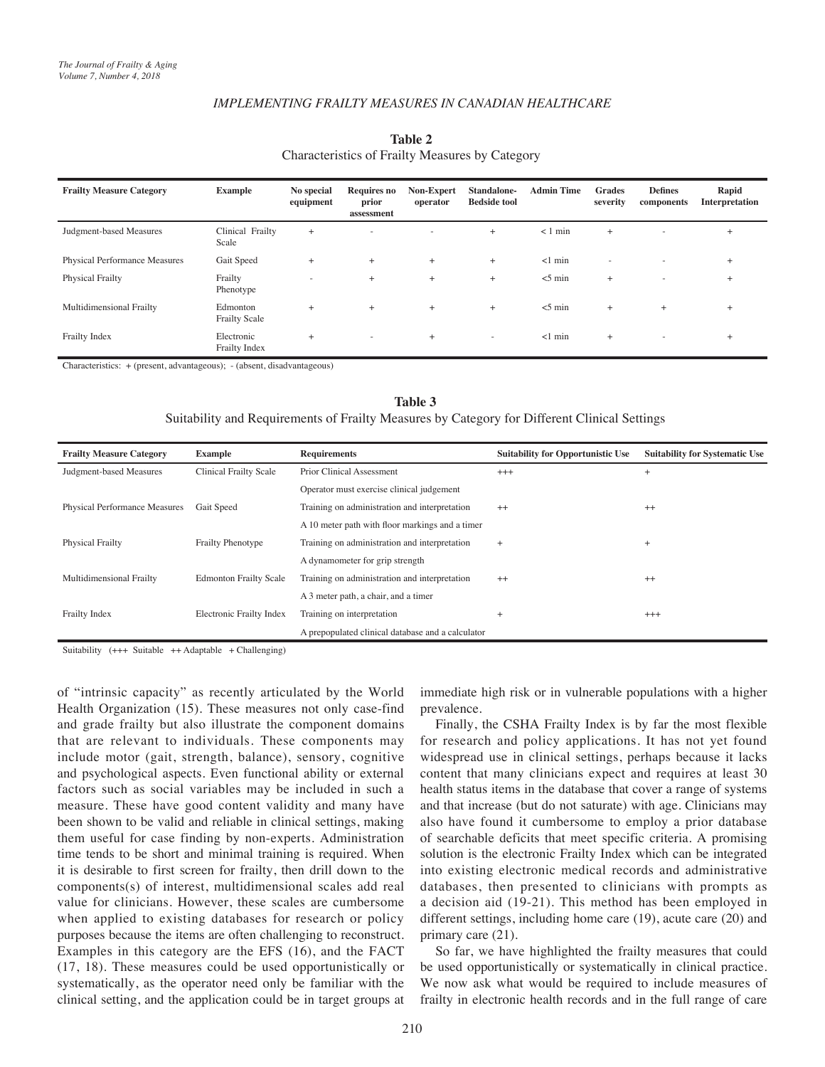**Table 2**
Characteristics of Frailty Measures by Category

| Frailty Measure Category | Example | No special equipment | Requires no prior assessment | Non-Expert operator | Standalone-Bedside tool | Admin Time | Grades severity | Defines components | Rapid Interpretation |
|---|---|---|---|---|---|---|---|---|---|
| Judgment-based Measures | Clinical Frailty Scale | + | - | - | + | < 1 min | + | - | + |
| Physical Performance Measures | Gait Speed | + | + | + | + | <1 min | - | - | + |
| Physical Frailty | Frailty Phenotype | - | + | + | + | <5 min | + | - | + |
| Multidimensional Frailty | Edmonton Frailty Scale | + | + | + | + | <5 min | + | + | + |
| Frailty Index | Electronic Frailty Index | + | - | + | - | <1 min | + | - | + |

Characteristics: + (present, advantageous); - (absent, disadvantageous)

**Table 3**
Suitability and Requirements of Frailty Measures by Category for Different Clinical Settings

| Frailty Measure Category | Example | Requirements | Suitability for Opportunistic Use | Suitability for Systematic Use |
|---|---|---|---|---|
| Judgment-based Measures | Clinical Frailty Scale | Prior Clinical Assessment | +++ | + |
| | | Operator must exercise clinical judgement | | |
| Physical Performance Measures | Gait Speed | Training on administration and interpretation | ++ | ++ |
| | | A 10 meter path with floor markings and a timer | | |
| Physical Frailty | Frailty Phenotype | Training on administration and interpretation | + | + |
| | | A dynamometer for grip strength | | |
| Multidimensional Frailty | Edmonton Frailty Scale | Training on administration and interpretation | ++ | ++ |
| | | A 3 meter path, a chair, and a timer | | |
| Frailty Index | Electronic Frailty Index | Training on interpretation | + | +++ |
| | | A prepopulated clinical database and a calculator | | |

Suitability (+++ Suitable ++ Adaptable + Challenging)

of "intrinsic capacity" as recently articulated by the World Health Organization (15). These measures not only case-find and grade frailty but also illustrate the component domains that are relevant to individuals. These components may include motor (gait, strength, balance), sensory, cognitive and psychological aspects. Even functional ability or external factors such as social variables may be included in such a measure. These have good content validity and many have been shown to be valid and reliable in clinical settings, making them useful for case finding by non-experts. Administration time tends to be short and minimal training is required. When it is desirable to first screen for frailty, then drill down to the components(s) of interest, multidimensional scales add real value for clinicians. However, these scales are cumbersome when applied to existing databases for research or policy purposes because the items are often challenging to reconstruct. Examples in this category are the EFS (16), and the FACT (17, 18). These measures could be used opportunistically or systematically, as the operator need only be familiar with the clinical setting, and the application could be in target groups at immediate high risk or in vulnerable populations with a higher prevalence.

Finally, the CSHA Frailty Index is by far the most flexible for research and policy applications. It has not yet found widespread use in clinical settings, perhaps because it lacks content that many clinicians expect and requires at least 30 health status items in the database that cover a range of systems and that increase (but do not saturate) with age. Clinicians may also have found it cumbersome to employ a prior database of searchable deficits that meet specific criteria. A promising solution is the electronic Frailty Index which can be integrated into existing electronic medical records and administrative databases, then presented to clinicians with prompts as a decision aid (19-21). This method has been employed in different settings, including home care (19), acute care (20) and primary care (21).

So far, we have highlighted the frailty measures that could be used opportunistically or systematically in clinical practice. We now ask what would be required to include measures of frailty in electronic health records and in the full range of care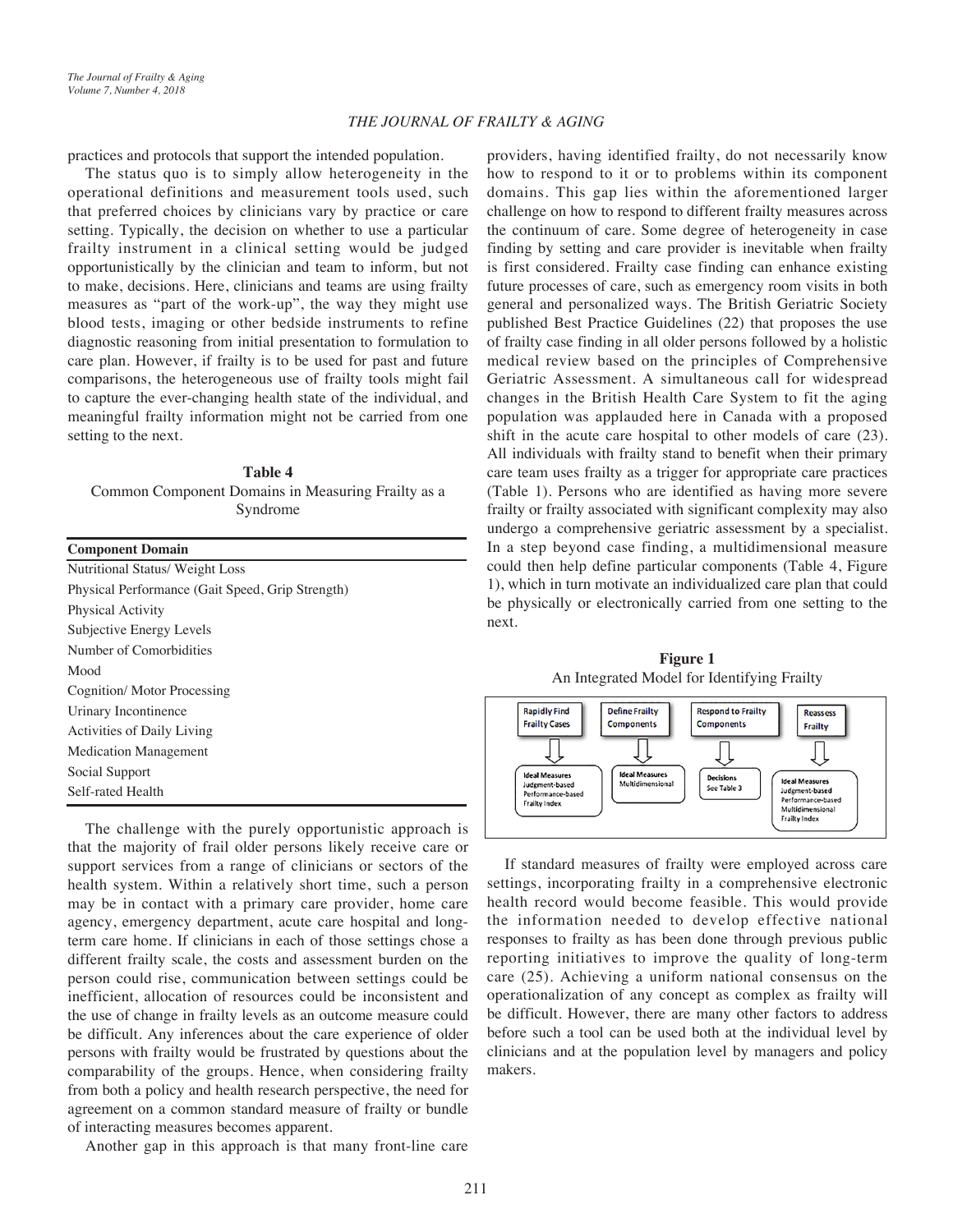practices and protocols that support the intended population.

The status quo is to simply allow heterogeneity in the operational definitions and measurement tools used, such that preferred choices by clinicians vary by practice or care setting. Typically, the decision on whether to use a particular frailty instrument in a clinical setting would be judged opportunistically by the clinician and team to inform, but not to make, decisions. Here, clinicians and teams are using frailty measures as "part of the work-up", the way they might use blood tests, imaging or other bedside instruments to refine diagnostic reasoning from initial presentation to formulation to care plan. However, if frailty is to be used for past and future comparisons, the heterogeneous use of frailty tools might fail to capture the ever-changing health state of the individual, and meaningful frailty information might not be carried from one setting to the next.

**Table 4**
Common Component Domains in Measuring Frailty as a Syndrome

| Component Domain |
|---|
| Nutritional Status/ Weight Loss |
| Physical Performance (Gait Speed, Grip Strength) |
| Physical Activity |
| Subjective Energy Levels |
| Number of Comorbidities |
| Mood |
| Cognition/ Motor Processing |
| Urinary Incontinence |
| Activities of Daily Living |
| Medication Management |
| Social Support |
| Self-rated Health |

The challenge with the purely opportunistic approach is that the majority of frail older persons likely receive care or support services from a range of clinicians or sectors of the health system. Within a relatively short time, such a person may be in contact with a primary care provider, home care agency, emergency department, acute care hospital and long-term care home. If clinicians in each of those settings chose a different frailty scale, the costs and assessment burden on the person could rise, communication between settings could be inefficient, allocation of resources could be inconsistent and the use of change in frailty levels as an outcome measure could be difficult. Any inferences about the care experience of older persons with frailty would be frustrated by questions about the comparability of the groups. Hence, when considering frailty from both a policy and health research perspective, the need for agreement on a common standard measure of frailty or bundle of interacting measures becomes apparent.

Another gap in this approach is that many front-line care providers, having identified frailty, do not necessarily know how to respond to it or to problems within its component domains. This gap lies within the aforementioned larger challenge on how to respond to different frailty measures across the continuum of care. Some degree of heterogeneity in case finding by setting and care provider is inevitable when frailty is first considered. Frailty case finding can enhance existing future processes of care, such as emergency room visits in both general and personalized ways. The British Geriatric Society published Best Practice Guidelines (22) that proposes the use of frailty case finding in all older persons followed by a holistic medical review based on the principles of Comprehensive Geriatric Assessment. A simultaneous call for widespread changes in the British Health Care System to fit the aging population was applauded here in Canada with a proposed shift in the acute care hospital to other models of care (23). All individuals with frailty stand to benefit when their primary care team uses frailty as a trigger for appropriate care practices (Table 1). Persons who are identified as having more severe frailty or frailty associated with significant complexity may also undergo a comprehensive geriatric assessment by a specialist. In a step beyond case finding, a multidimensional measure could then help define particular components (Table 4, Figure 1), which in turn motivate an individualized care plan that could be physically or electronically carried from one setting to the next.

**Figure 1**
An Integrated Model for Identifying Frailty

| Rapidly Find Frailty Cases | Define Frailty Components | Respond to Frailty Components | Reassess Frailty |
|---|---|---|---|
| Ideal Measures: Judgment-based, Performance-based, Frailty Index | Ideal Measures: Multidimensional | Decisions: See Table 3 | Ideal Measures: Judgment-based, Performance-based, Multidimensional, Frailty Index |

If standard measures of frailty were employed across care settings, incorporating frailty in a comprehensive electronic health record would become feasible. This would provide the information needed to develop effective national responses to frailty as has been done through previous public reporting initiatives to improve the quality of long-term care (25). Achieving a uniform national consensus on the operationalization of any concept as complex as frailty will be difficult. However, there are many other factors to address before such a tool can be used both at the individual level by clinicians and at the population level by managers and policy makers.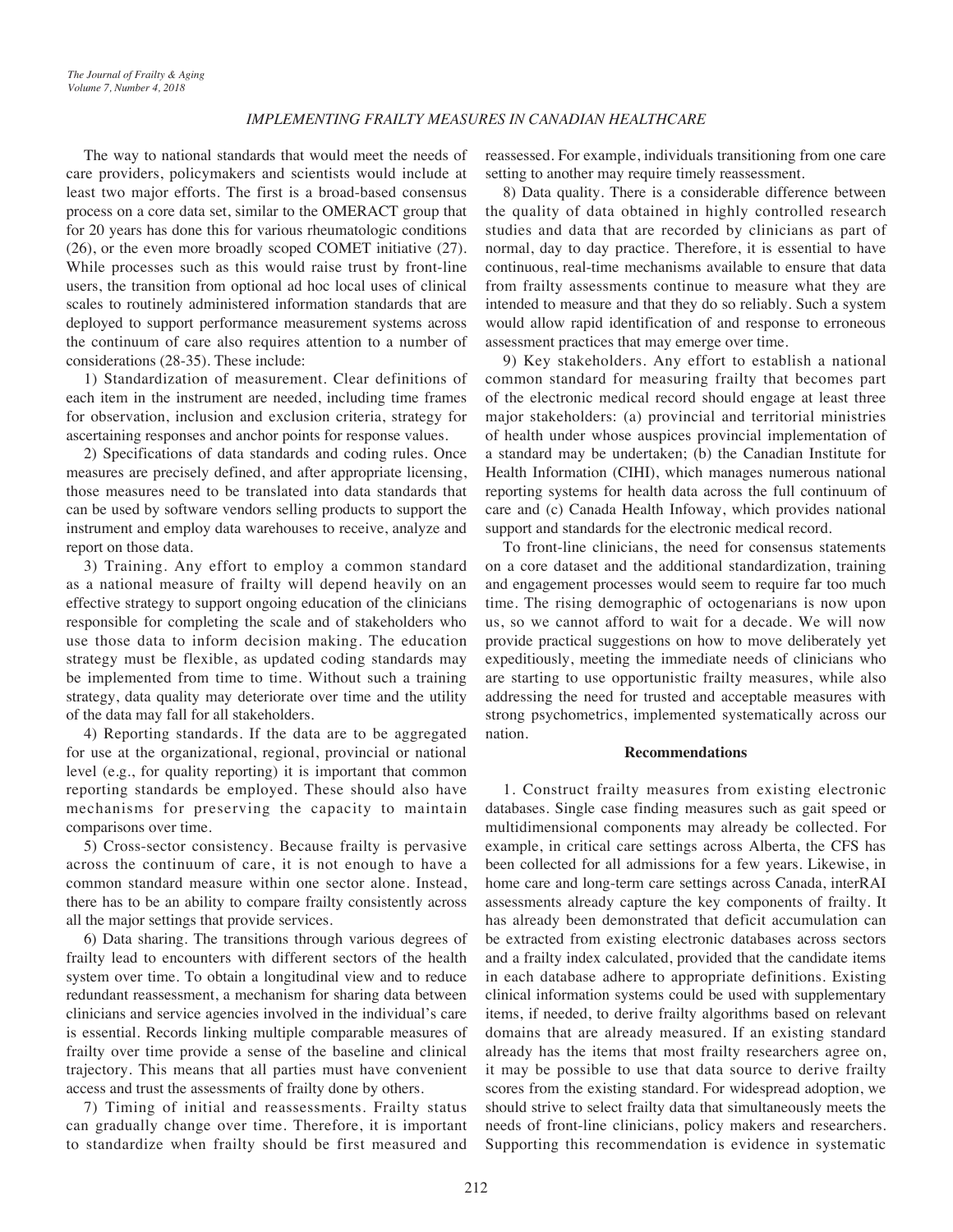The way to national standards that would meet the needs of care providers, policymakers and scientists would include at least two major efforts. The first is a broad-based consensus process on a core data set, similar to the OMERACT group that for 20 years has done this for various rheumatologic conditions (26), or the even more broadly scoped COMET initiative (27). While processes such as this would raise trust by front-line users, the transition from optional ad hoc local uses of clinical scales to routinely administered information standards that are deployed to support performance measurement systems across the continuum of care also requires attention to a number of considerations (28-35). These include:

1) Standardization of measurement. Clear definitions of each item in the instrument are needed, including time frames for observation, inclusion and exclusion criteria, strategy for ascertaining responses and anchor points for response values.

2) Specifications of data standards and coding rules. Once measures are precisely defined, and after appropriate licensing, those measures need to be translated into data standards that can be used by software vendors selling products to support the instrument and employ data warehouses to receive, analyze and report on those data.

3) Training. Any effort to employ a common standard as a national measure of frailty will depend heavily on an effective strategy to support ongoing education of the clinicians responsible for completing the scale and of stakeholders who use those data to inform decision making. The education strategy must be flexible, as updated coding standards may be implemented from time to time. Without such a training strategy, data quality may deteriorate over time and the utility of the data may fall for all stakeholders.

4) Reporting standards. If the data are to be aggregated for use at the organizational, regional, provincial or national level (e.g., for quality reporting) it is important that common reporting standards be employed. These should also have mechanisms for preserving the capacity to maintain comparisons over time.

5) Cross-sector consistency. Because frailty is pervasive across the continuum of care, it is not enough to have a common standard measure within one sector alone. Instead, there has to be an ability to compare frailty consistently across all the major settings that provide services.

6) Data sharing. The transitions through various degrees of frailty lead to encounters with different sectors of the health system over time. To obtain a longitudinal view and to reduce redundant reassessment, a mechanism for sharing data between clinicians and service agencies involved in the individual's care is essential. Records linking multiple comparable measures of frailty over time provide a sense of the baseline and clinical trajectory. This means that all parties must have convenient access and trust the assessments of frailty done by others.

7) Timing of initial and reassessments. Frailty status can gradually change over time. Therefore, it is important to standardize when frailty should be first measured and reassessed. For example, individuals transitioning from one care setting to another may require timely reassessment.

8) Data quality. There is a considerable difference between the quality of data obtained in highly controlled research studies and data that are recorded by clinicians as part of normal, day to day practice. Therefore, it is essential to have continuous, real-time mechanisms available to ensure that data from frailty assessments continue to measure what they are intended to measure and that they do so reliably. Such a system would allow rapid identification of and response to erroneous assessment practices that may emerge over time.

9) Key stakeholders. Any effort to establish a national common standard for measuring frailty that becomes part of the electronic medical record should engage at least three major stakeholders: (a) provincial and territorial ministries of health under whose auspices provincial implementation of a standard may be undertaken; (b) the Canadian Institute for Health Information (CIHI), which manages numerous national reporting systems for health data across the full continuum of care and (c) Canada Health Infoway, which provides national support and standards for the electronic medical record.

To front-line clinicians, the need for consensus statements on a core dataset and the additional standardization, training and engagement processes would seem to require far too much time. The rising demographic of octogenarians is now upon us, so we cannot afford to wait for a decade. We will now provide practical suggestions on how to move deliberately yet expeditiously, meeting the immediate needs of clinicians who are starting to use opportunistic frailty measures, while also addressing the need for trusted and acceptable measures with strong psychometrics, implemented systematically across our nation.

## Recommendations

1. Construct frailty measures from existing electronic databases. Single case finding measures such as gait speed or multidimensional components may already be collected. For example, in critical care settings across Alberta, the CFS has been collected for all admissions for a few years. Likewise, in home care and long-term care settings across Canada, interRAI assessments already capture the key components of frailty. It has already been demonstrated that deficit accumulation can be extracted from existing electronic databases across sectors and a frailty index calculated, provided that the candidate items in each database adhere to appropriate definitions. Existing clinical information systems could be used with supplementary items, if needed, to derive frailty algorithms based on relevant domains that are already measured. If an existing standard already has the items that most frailty researchers agree on, it may be possible to use that data source to derive frailty scores from the existing standard. For widespread adoption, we should strive to select frailty data that simultaneously meets the needs of front-line clinicians, policy makers and researchers. Supporting this recommendation is evidence in systematic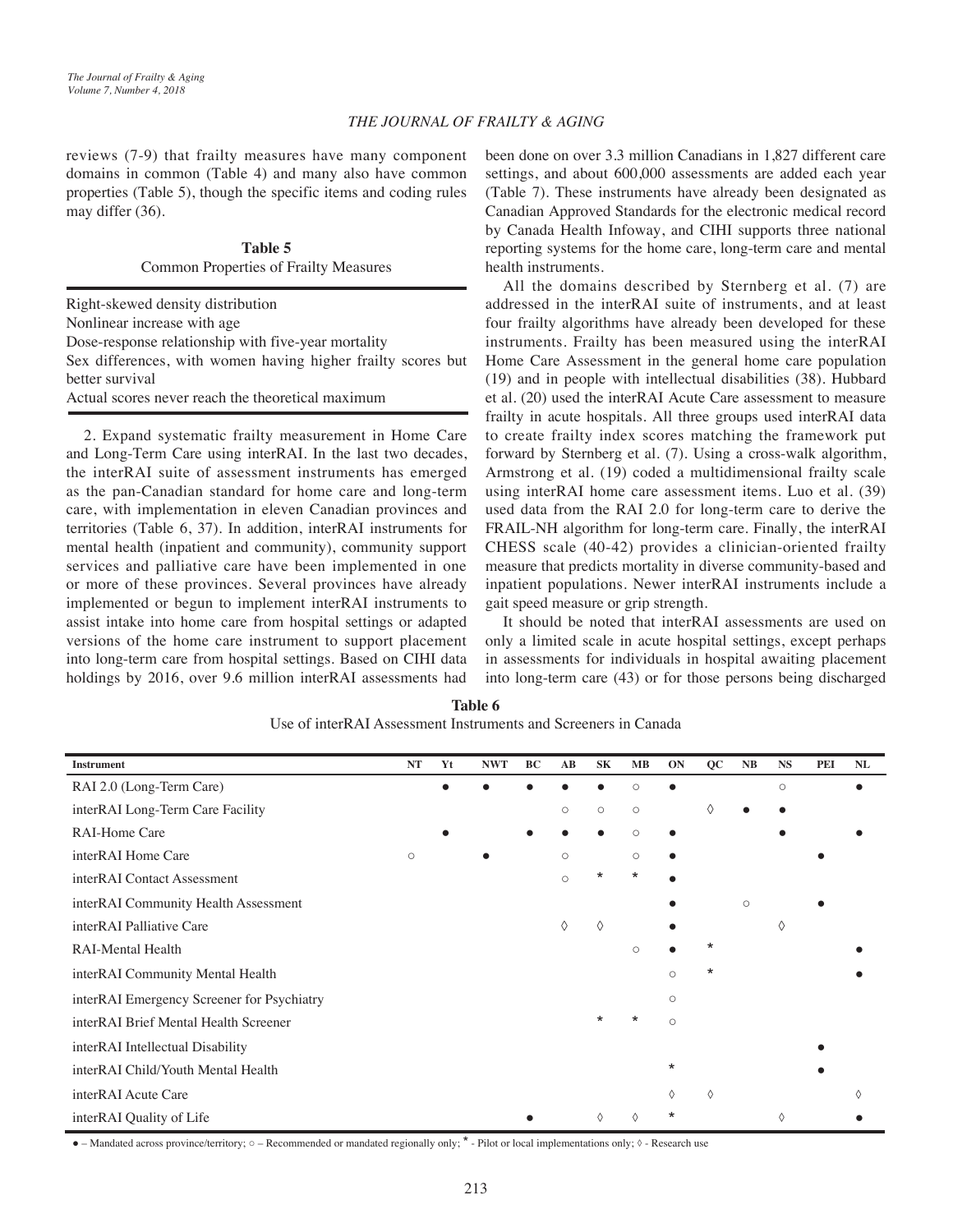reviews (7-9) that frailty measures have many component domains in common (Table 4) and many also have common properties (Table 5), though the specific items and coding rules may differ (36).

**Table 5**
Common Properties of Frailty Measures

| |
|---|
| Right-skewed density distribution |
| Nonlinear increase with age |
| Dose-response relationship with five-year mortality |
| Sex differences, with women having higher frailty scores but better survival |
| Actual scores never reach the theoretical maximum |

2. Expand systematic frailty measurement in Home Care and Long-Term Care using interRAI. In the last two decades, the interRAI suite of assessment instruments has emerged as the pan-Canadian standard for home care and long-term care, with implementation in eleven Canadian provinces and territories (Table 6, 37). In addition, interRAI instruments for mental health (inpatient and community), community support services and palliative care have been implemented in one or more of these provinces. Several provinces have already implemented or begun to implement interRAI instruments to assist intake into home care from hospital settings or adapted versions of the home care instrument to support placement into long-term care from hospital settings. Based on CIHI data holdings by 2016, over 9.6 million interRAI assessments had been done on over 3.3 million Canadians in 1,827 different care settings, and about 600,000 assessments are added each year (Table 7). These instruments have already been designated as Canadian Approved Standards for the electronic medical record by Canada Health Infoway, and CIHI supports three national reporting systems for the home care, long-term care and mental health instruments.

All the domains described by Sternberg et al. (7) are addressed in the interRAI suite of instruments, and at least four frailty algorithms have already been developed for these instruments. Frailty has been measured using the interRAI Home Care Assessment in the general home care population (19) and in people with intellectual disabilities (38). Hubbard et al. (20) used the interRAI Acute Care assessment to measure frailty in acute hospitals. All three groups used interRAI data to create frailty index scores matching the framework put forward by Sternberg et al. (7). Using a cross-walk algorithm, Armstrong et al. (19) coded a multidimensional frailty scale using interRAI home care assessment items. Luo et al. (39) used data from the RAI 2.0 for long-term care to derive the FRAIL-NH algorithm for long-term care. Finally, the interRAI CHESS scale (40-42) provides a clinician-oriented frailty measure that predicts mortality in diverse community-based and inpatient populations. Newer interRAI instruments include a gait speed measure or grip strength.

It should be noted that interRAI assessments are used on only a limited scale in acute hospital settings, except perhaps in assessments for individuals in hospital awaiting placement into long-term care (43) or for those persons being discharged

**Table 6**
Use of interRAI Assessment Instruments and Screeners in Canada

| Instrument | NT | Yt | NWT | BC | AB | SK | MB | ON | QC | NB | NS | PEI | NL |
|---|---|---|---|---|---|---|---|---|---|---|---|---|---|
| RAI 2.0 (Long-Term Care) | | ● | ● | ● | ● | ● | ○ | ● | | | ○ | | ● |
| interRAI Long-Term Care Facility | | | | | ○ | ○ | ○ | | ◊ | ● | ● | | |
| RAI-Home Care | | ● | | ● | ● | ● | ○ | ● | | | ● | | ● |
| interRAI Home Care | ○ | | ● | | ○ | | ○ | ● | | | | ● | |
| interRAI Contact Assessment | | | | | ○ | * | * | ● | | | | | |
| interRAI Community Health Assessment | | | | | | | | ● | | ○ | | ● | |
| interRAI Palliative Care | | | | | ◊ | ◊ | | ● | | | ◊ | | |
| RAI-Mental Health | | | | | | | ○ | ● | * | | | | ● |
| interRAI Community Mental Health | | | | | | | | ○ | * | | | | ● |
| interRAI Emergency Screener for Psychiatry | | | | | | | | ○ | | | | | |
| interRAI Brief Mental Health Screener | | | | | | * | * | ○ | | | | | |
| interRAI Intellectual Disability | | | | | | | | | | | | ● | |
| interRAI Child/Youth Mental Health | | | | | | | | * | | | | ● | |
| interRAI Acute Care | | | | | | | | ◊ | ◊ | | | | ◊ |
| interRAI Quality of Life | | | | ● | | ◊ | ◊ | * | | | ◊ | | ● |

● – Mandated across province/territory; ○ – Recommended or mandated regionally only; * - Pilot or local implementations only; ◊ - Research use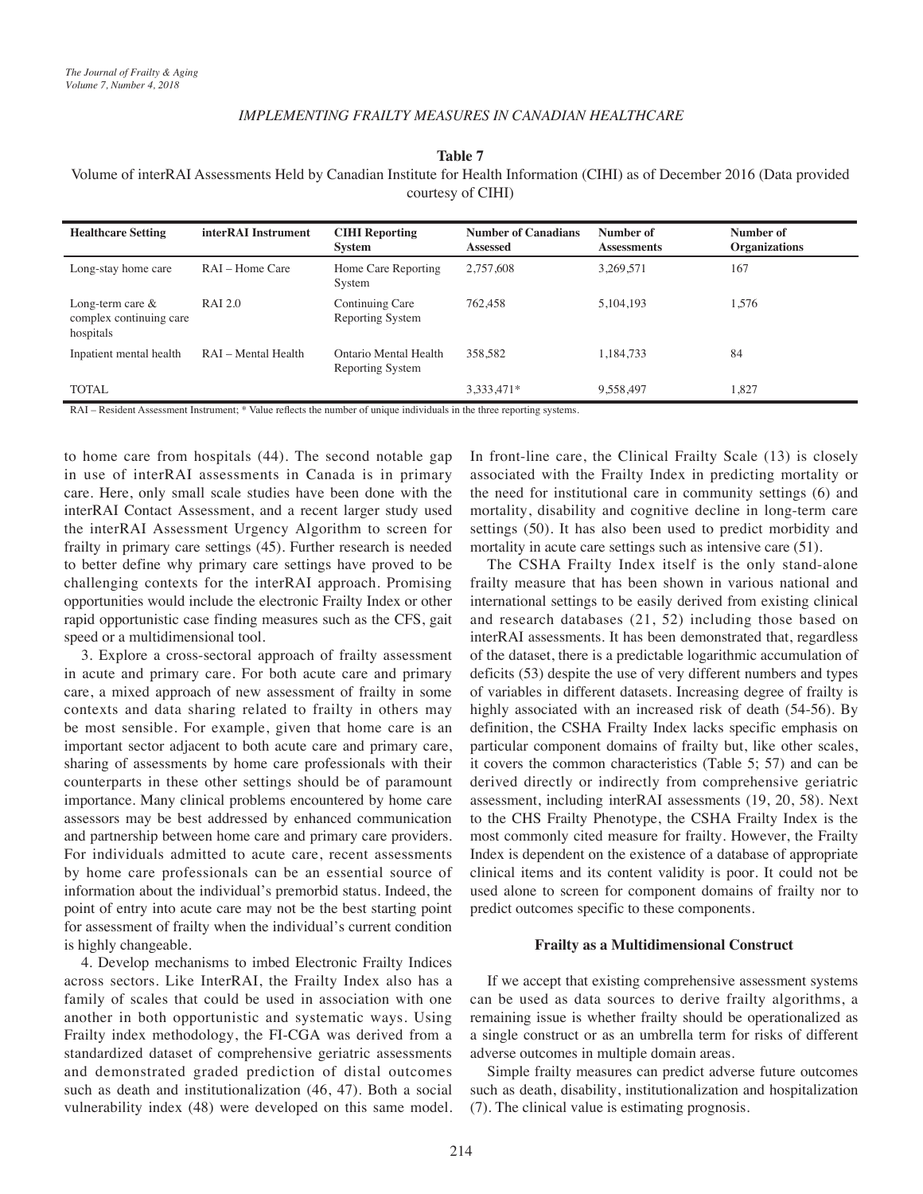**Table 7**

Volume of interRAI Assessments Held by Canadian Institute for Health Information (CIHI) as of December 2016 (Data provided courtesy of CIHI)

| Healthcare Setting | interRAI Instrument | CIHI Reporting System | Number of Canadians Assessed | Number of Assessments | Number of Organizations |
|---|---|---|---|---|---|
| Long-stay home care | RAI – Home Care | Home Care Reporting System | 2,757,608 | 3,269,571 | 167 |
| Long-term care & complex continuing care hospitals | RAI 2.0 | Continuing Care Reporting System | 762,458 | 5,104,193 | 1,576 |
| Inpatient mental health | RAI – Mental Health | Ontario Mental Health Reporting System | 358,582 | 1,184,733 | 84 |
| TOTAL | | | 3,333,471* | 9,558,497 | 1,827 |

RAI – Resident Assessment Instrument; * Value reflects the number of unique individuals in the three reporting systems.

to home care from hospitals (44). The second notable gap in use of interRAI assessments in Canada is in primary care. Here, only small scale studies have been done with the interRAI Contact Assessment, and a recent larger study used the interRAI Assessment Urgency Algorithm to screen for frailty in primary care settings (45). Further research is needed to better define why primary care settings have proved to be challenging contexts for the interRAI approach. Promising opportunities would include the electronic Frailty Index or other rapid opportunistic case finding measures such as the CFS, gait speed or a multidimensional tool.

3. Explore a cross-sectoral approach of frailty assessment in acute and primary care. For both acute care and primary care, a mixed approach of new assessment of frailty in some contexts and data sharing related to frailty in others may be most sensible. For example, given that home care is an important sector adjacent to both acute care and primary care, sharing of assessments by home care professionals with their counterparts in these other settings should be of paramount importance. Many clinical problems encountered by home care assessors may be best addressed by enhanced communication and partnership between home care and primary care providers. For individuals admitted to acute care, recent assessments by home care professionals can be an essential source of information about the individual's premorbid status. Indeed, the point of entry into acute care may not be the best starting point for assessment of frailty when the individual's current condition is highly changeable.

4. Develop mechanisms to imbed Electronic Frailty Indices across sectors. Like InterRAI, the Frailty Index also has a family of scales that could be used in association with one another in both opportunistic and systematic ways. Using Frailty index methodology, the FI-CGA was derived from a standardized dataset of comprehensive geriatric assessments and demonstrated graded prediction of distal outcomes such as death and institutionalization (46, 47). Both a social vulnerability index (48) were developed on this same model. In front-line care, the Clinical Frailty Scale (13) is closely associated with the Frailty Index in predicting mortality or the need for institutional care in community settings (6) and mortality, disability and cognitive decline in long-term care settings (50). It has also been used to predict morbidity and mortality in acute care settings such as intensive care (51).

The CSHA Frailty Index itself is the only stand-alone frailty measure that has been shown in various national and international settings to be easily derived from existing clinical and research databases (21, 52) including those based on interRAI assessments. It has been demonstrated that, regardless of the dataset, there is a predictable logarithmic accumulation of deficits (53) despite the use of very different numbers and types of variables in different datasets. Increasing degree of frailty is highly associated with an increased risk of death (54-56). By definition, the CSHA Frailty Index lacks specific emphasis on particular component domains of frailty but, like other scales, it covers the common characteristics (Table 5; 57) and can be derived directly or indirectly from comprehensive geriatric assessment, including interRAI assessments (19, 20, 58). Next to the CHS Frailty Phenotype, the CSHA Frailty Index is the most commonly cited measure for frailty. However, the Frailty Index is dependent on the existence of a database of appropriate clinical items and its content validity is poor. It could not be used alone to screen for component domains of frailty nor to predict outcomes specific to these components.

### Frailty as a Multidimensional Construct

If we accept that existing comprehensive assessment systems can be used as data sources to derive frailty algorithms, a remaining issue is whether frailty should be operationalized as a single construct or as an umbrella term for risks of different adverse outcomes in multiple domain areas.

Simple frailty measures can predict adverse future outcomes such as death, disability, institutionalization and hospitalization (7). The clinical value is estimating prognosis.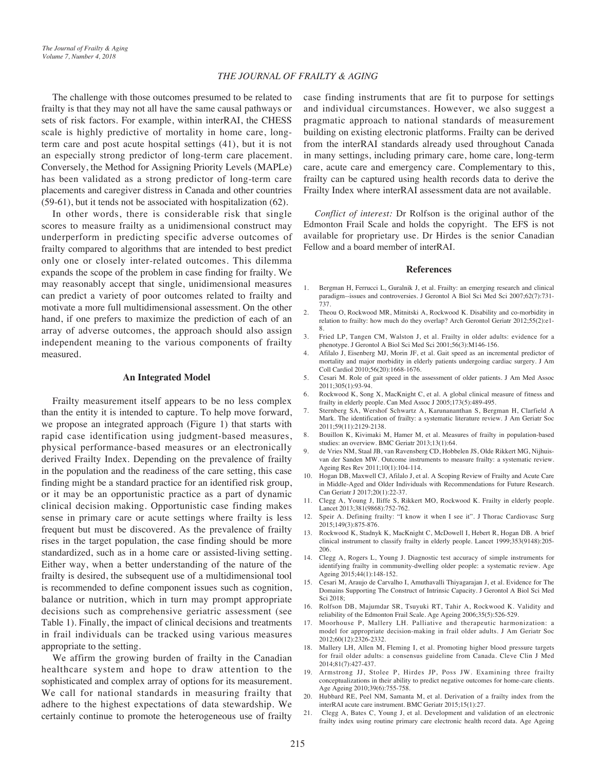The challenge with those outcomes presumed to be related to frailty is that they may not all have the same causal pathways or sets of risk factors. For example, within interRAI, the CHESS scale is highly predictive of mortality in home care, long-term care and post acute hospital settings (41), but it is not an especially strong predictor of long-term care placement. Conversely, the Method for Assigning Priority Levels (MAPLe) has been validated as a strong predictor of long-term care placements and caregiver distress in Canada and other countries (59-61), but it tends not be associated with hospitalization (62).

In other words, there is considerable risk that single scores to measure frailty as a unidimensional construct may underperform in predicting specific adverse outcomes of frailty compared to algorithms that are intended to best predict only one or closely inter-related outcomes. This dilemma expands the scope of the problem in case finding for frailty. We may reasonably accept that single, unidimensional measures can predict a variety of poor outcomes related to frailty and motivate a more full multidimensional assessment. On the other hand, if one prefers to maximize the prediction of each of an array of adverse outcomes, the approach should also assign independent meaning to the various components of frailty measured.

## An Integrated Model

Frailty measurement itself appears to be no less complex than the entity it is intended to capture. To help move forward, we propose an integrated approach (Figure 1) that starts with rapid case identification using judgment-based measures, physical performance-based measures or an electronically derived Frailty Index. Depending on the prevalence of frailty in the population and the readiness of the care setting, this case finding might be a standard practice for an identified risk group, or it may be an opportunistic practice as a part of dynamic clinical decision making. Opportunistic case finding makes sense in primary care or acute settings where frailty is less frequent but must be discovered. As the prevalence of frailty rises in the target population, the case finding should be more standardized, such as in a home care or assisted-living setting. Either way, when a better understanding of the nature of the frailty is desired, the subsequent use of a multidimensional tool is recommended to define component issues such as cognition, balance or nutrition, which in turn may prompt appropriate decisions such as comprehensive geriatric assessment (see Table 1). Finally, the impact of clinical decisions and treatments in frail individuals can be tracked using various measures appropriate to the setting.

We affirm the growing burden of frailty in the Canadian healthcare system and hope to draw attention to the sophisticated and complex array of options for its measurement. We call for national standards in measuring frailty that adhere to the highest expectations of data stewardship. We certainly continue to promote the heterogeneous use of frailty case finding instruments that are fit to purpose for settings and individual circumstances. However, we also suggest a pragmatic approach to national standards of measurement building on existing electronic platforms. Frailty can be derived from the interRAI standards already used throughout Canada in many settings, including primary care, home care, long-term care, acute care and emergency care. Complementary to this, frailty can be captured using health records data to derive the Frailty Index where interRAI assessment data are not available.

*Conflict of interest:* Dr Rolfson is the original author of the Edmonton Frail Scale and holds the copyright. The EFS is not available for proprietary use. Dr Hirdes is the senior Canadian Fellow and a board member of interRAI.

## References

1. Bergman H, Ferrucci L, Guralnik J, et al. Frailty: an emerging research and clinical paradigm--issues and controversies. J Gerontol A Biol Sci Med Sci 2007;62(7):731-737.
2. Theou O, Rockwood MR, Mitnitski A, Rockwood K. Disability and co-morbidity in relation to frailty: how much do they overlap? Arch Gerontol Geriatr 2012;55(2):e1-8.
3. Fried LP, Tangen CM, Walston J, et al. Frailty in older adults: evidence for a phenotype. J Gerontol A Biol Sci Med Sci 2001;56(3):M146-156.
4. Afilalo J, Eisenberg MJ, Morin JF, et al. Gait speed as an incremental predictor of mortality and major morbidity in elderly patients undergoing cardiac surgery. J Am Coll Cardiol 2010;56(20):1668-1676.
5. Cesari M. Role of gait speed in the assessment of older patients. J Am Med Assoc 2011;305(1):93-94.
6. Rockwood K, Song X, MacKnight C, et al. A global clinical measure of fitness and frailty in elderly people. Can Med Assoc J 2005;173(5):489-495.
7. Sternberg SA, Wershof Schwartz A, Karunananthan S, Bergman H, Clarfield A Mark. The identification of frailty: a systematic literature review. J Am Geriatr Soc 2011;59(11):2129-2138.
8. Bouillon K, Kivimaki M, Hamer M, et al. Measures of frailty in population-based studies: an overview. BMC Geriatr 2013;13(1):64.
9. de Vries NM, Staal JB, van Ravensberg CD, Hobbelen JS, Olde Rikkert MG, Nijhuis-van der Sanden MW. Outcome instruments to measure frailty: a systematic review. Ageing Res Rev 2011;10(1):104-114.
10. Hogan DB, Maxwell CJ, Afilalo J, et al. A Scoping Review of Frailty and Acute Care in Middle-Aged and Older Individuals with Recommendations for Future Research. Can Geriatr J 2017;20(1):22-37.
11. Clegg A, Young J, Iliffe S, Rikkert MO, Rockwood K. Frailty in elderly people. Lancet 2013;381(9868):752-762.
12. Speir A. Defining frailty: "I know it when I see it". J Thorac Cardiovasc Surg 2015;149(3):875-876.
13. Rockwood K, Stadnyk K, MacKnight C, McDowell I, Hebert R, Hogan DB. A brief clinical instrument to classify frailty in elderly people. Lancet 1999;353(9148):205-206.
14. Clegg A, Rogers L, Young J. Diagnostic test accuracy of simple instruments for identifying frailty in community-dwelling older people: a systematic review. Age Ageing 2015;44(1):148-152.
15. Cesari M, Araujo de Carvalho I, Amuthavalli Thiyagarajan J, et al. Evidence for The Domains Supporting The Construct of Intrinsic Capacity. J Gerontol A Biol Sci Med Sci 2018;
16. Rolfson DB, Majumdar SR, Tsuyuki RT, Tahir A, Rockwood K. Validity and reliability of the Edmonton Frail Scale. Age Ageing 2006;35(5):526-529.
17. Moorhouse P, Mallery LH. Palliative and therapeutic harmonization: a model for appropriate decision-making in frail older adults. J Am Geriatr Soc 2012;60(12):2326-2332.
18. Mallery LH, Allen M, Fleming I, et al. Promoting higher blood pressure targets for frail older adults: a consensus guideline from Canada. Cleve Clin J Med 2014;81(7):427-437.
19. Armstrong JJ, Stolee P, Hirdes JP, Poss JW. Examining three frailty conceptualizations in their ability to predict negative outcomes for home-care clients. Age Ageing 2010;39(6):755-758.
20. Hubbard RE, Peel NM, Samanta M, et al. Derivation of a frailty index from the interRAI acute care instrument. BMC Geriatr 2015;15(1):27.
21. Clegg A, Bates C, Young J, et al. Development and validation of an electronic frailty index using routine primary care electronic health record data. Age Ageing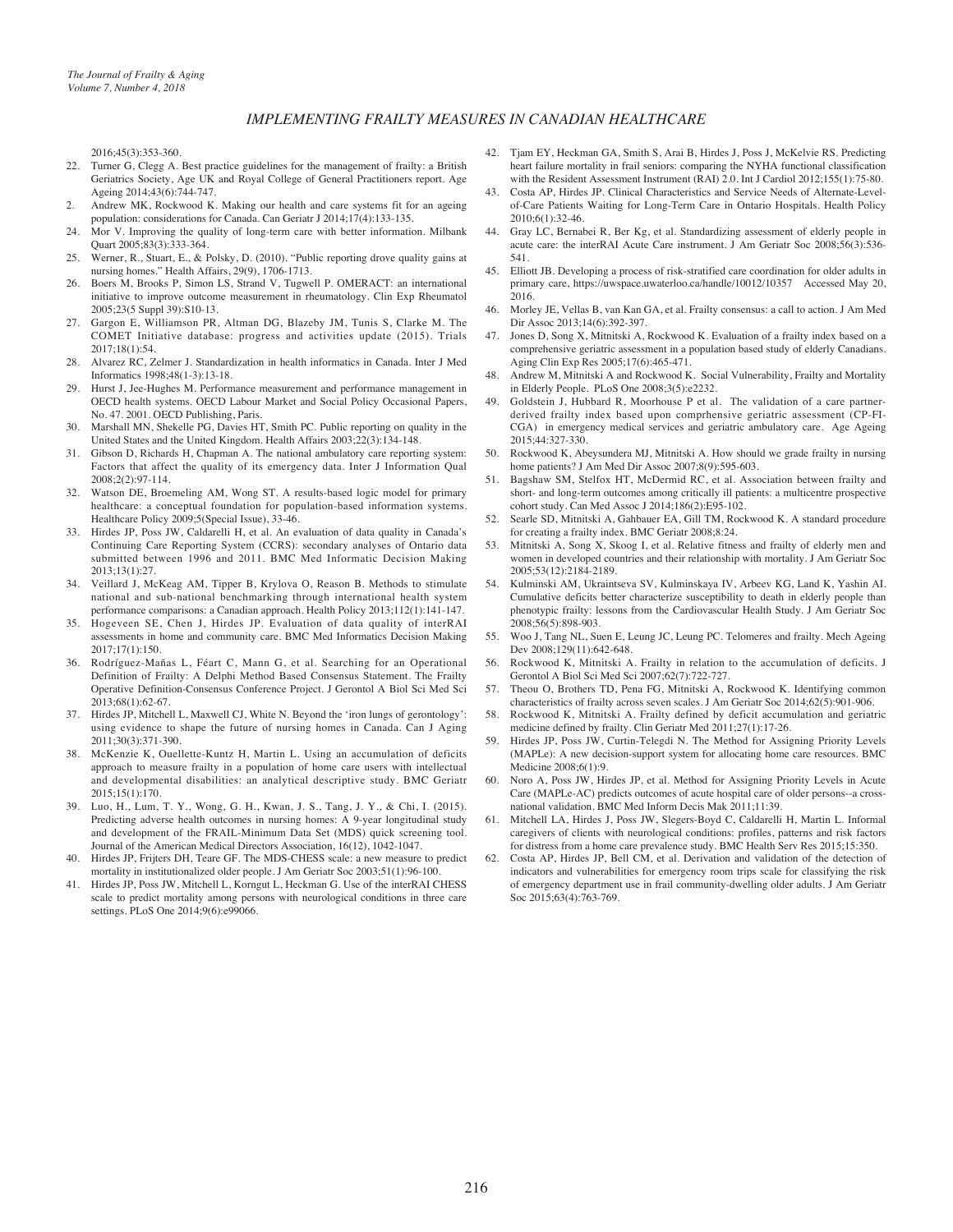2016;45(3):353-360.

22. Turner G, Clegg A. Best practice guidelines for the management of frailty: a British Geriatrics Society, Age UK and Royal College of General Practitioners report. Age Ageing 2014;43(6):744-747.
2. Andrew MK, Rockwood K. Making our health and care systems fit for an ageing population: considerations for Canada. Can Geriatr J 2014;17(4):133-135.
24. Mor V. Improving the quality of long-term care with better information. Milbank Quart 2005;83(3):333-364.
25. Werner, R., Stuart, E., & Polsky, D. (2010). "Public reporting drove quality gains at nursing homes." Health Affairs, 29(9), 1706-1713.
26. Boers M, Brooks P, Simon LS, Strand V, Tugwell P. OMERACT: an international initiative to improve outcome measurement in rheumatology. Clin Exp Rheumatol 2005;23(5 Suppl 39):S10-13.
27. Gargon E, Williamson PR, Altman DG, Blazeby JM, Tunis S, Clarke M. The COMET Initiative database: progress and activities update (2015). Trials 2017;18(1):54.
28. Alvarez RC, Zelmer J. Standardization in health informatics in Canada. Inter J Med Informatics 1998;48(1-3):13-18.
29. Hurst J, Jee-Hughes M. Performance measurement and performance management in OECD health systems. OECD Labour Market and Social Policy Occasional Papers, No. 47. 2001. OECD Publishing, Paris.
30. Marshall MN, Shekelle PG, Davies HT, Smith PC. Public reporting on quality in the United States and the United Kingdom. Health Affairs 2003;22(3):134-148.
31. Gibson D, Richards H, Chapman A. The national ambulatory care reporting system: Factors that affect the quality of its emergency data. Inter J Information Qual 2008;2(2):97-114.
32. Watson DE, Broemeling AM, Wong ST. A results-based logic model for primary healthcare: a conceptual foundation for population-based information systems. Healthcare Policy 2009;5(Special Issue), 33-46.
33. Hirdes JP, Poss JW, Caldarelli H, et al. An evaluation of data quality in Canada's Continuing Care Reporting System (CCRS): secondary analyses of Ontario data submitted between 1996 and 2011. BMC Med Informatic Decision Making 2013;13(1):27.
34. Veillard J, McKeag AM, Tipper B, Krylova O, Reason B. Methods to stimulate national and sub-national benchmarking through international health system performance comparisons: a Canadian approach. Health Policy 2013;112(1):141-147.
35. Hogeveen SE, Chen J, Hirdes JP. Evaluation of data quality of interRAI assessments in home and community care. BMC Med Informatics Decision Making 2017;17(1):150.
36. Rodríguez-Mañas L, Féart C, Mann G, et al. Searching for an Operational Definition of Frailty: A Delphi Method Based Consensus Statement. The Frailty Operative Definition-Consensus Conference Project. J Gerontol A Biol Sci Med Sci 2013;68(1):62-67.
37. Hirdes JP, Mitchell L, Maxwell CJ, White N. Beyond the 'iron lungs of gerontology': using evidence to shape the future of nursing homes in Canada. Can J Aging 2011;30(3):371-390.
38. McKenzie K, Ouellette-Kuntz H, Martin L. Using an accumulation of deficits approach to measure frailty in a population of home care users with intellectual and developmental disabilities: an analytical descriptive study. BMC Geriatr 2015;15(1):170.
39. Luo, H., Lum, T. Y., Wong, G. H., Kwan, J. S., Tang, J. Y., & Chi, I. (2015). Predicting adverse health outcomes in nursing homes: A 9-year longitudinal study and development of the FRAIL-Minimum Data Set (MDS) quick screening tool. Journal of the American Medical Directors Association, 16(12), 1042-1047.
40. Hirdes JP, Frijters DH, Teare GF. The MDS-CHESS scale: a new measure to predict mortality in institutionalized older people. J Am Geriatr Soc 2003;51(1):96-100.
41. Hirdes JP, Poss JW, Mitchell L, Korngut L, Heckman G. Use of the interRAI CHESS scale to predict mortality among persons with neurological conditions in three care settings. PLoS One 2014;9(6):e99066.
42. Tjam EY, Heckman GA, Smith S, Arai B, Hirdes J, Poss J, McKelvie RS. Predicting heart failure mortality in frail seniors: comparing the NYHA functional classification with the Resident Assessment Instrument (RAI) 2.0. Int J Cardiol 2012;155(1):75-80.
43. Costa AP, Hirdes JP. Clinical Characteristics and Service Needs of Alternate-Level-of-Care Patients Waiting for Long-Term Care in Ontario Hospitals. Health Policy 2010;6(1):32-46.
44. Gray LC, Bernabei R, Ber Kg, et al. Standardizing assessment of elderly people in acute care: the interRAI Acute Care instrument. J Am Geriatr Soc 2008;56(3):536-541.
45. Elliott JB. Developing a process of risk-stratified care coordination for older adults in primary care, https://uwspace.uwaterloo.ca/handle/10012/10357 Accessed May 20, 2016.
46. Morley JE, Vellas B, van Kan GA, et al. Frailty consensus: a call to action. J Am Med Dir Assoc 2013;14(6):392-397.
47. Jones D, Song X, Mitnitski A, Rockwood K. Evaluation of a frailty index based on a comprehensive geriatric assessment in a population based study of elderly Canadians. Aging Clin Exp Res 2005;17(6):465-471.
48. Andrew M, Mitnitski A and Rockwood K. Social Vulnerability, Frailty and Mortality in Elderly People. PLoS One 2008;3(5):e2232.
49. Goldstein J, Hubbard R, Moorhouse P et al. The validation of a care partner-derived frailty index based upon comprhensive geriatric assessment (CP-FI-CGA) in emergency medical services and geriatric ambulatory care. Age Ageing 2015;44:327-330.
50. Rockwood K, Abeysundera MJ, Mitnitski A. How should we grade frailty in nursing home patients? J Am Med Dir Assoc 2007;8(9):595-603.
51. Bagshaw SM, Stelfox HT, McDermid RC, et al. Association between frailty and short- and long-term outcomes among critically ill patients: a multicentre prospective cohort study. Can Med Assoc J 2014;186(2):E95-102.
52. Searle SD, Mitnitski A, Gahbauer EA, Gill TM, Rockwood K. A standard procedure for creating a frailty index. BMC Geriatr 2008;8:24.
53. Mitnitski A, Song X, Skoog I, et al. Relative fitness and frailty of elderly men and women in developed countries and their relationship with mortality. J Am Geriatr Soc 2005;53(12):2184-2189.
54. Kulminski AM, Ukraintseva SV, Kulminskaya IV, Arbeev KG, Land K, Yashin AI. Cumulative deficits better characterize susceptibility to death in elderly people than phenotypic frailty: lessons from the Cardiovascular Health Study. J Am Geriatr Soc 2008;56(5):898-903.
55. Woo J, Tang NL, Suen E, Leung JC, Leung PC. Telomeres and frailty. Mech Ageing Dev 2008;129(11):642-648.
56. Rockwood K, Mitnitski A. Frailty in relation to the accumulation of deficits. J Gerontol A Biol Sci Med Sci 2007;62(7):722-727.
57. Theou O, Brothers TD, Pena FG, Mitnitski A, Rockwood K. Identifying common characteristics of frailty across seven scales. J Am Geriatr Soc 2014;62(5):901-906.
58. Rockwood K, Mitnitski A. Frailty defined by deficit accumulation and geriatric medicine defined by frailty. Clin Geriatr Med 2011;27(1):17-26.
59. Hirdes JP, Poss JW, Curtin-Telegdi N. The Method for Assigning Priority Levels (MAPLe): A new decision-support system for allocating home care resources. BMC Medicine 2008;6(1):9.
60. Noro A, Poss JW, Hirdes JP, et al. Method for Assigning Priority Levels in Acute Care (MAPLe-AC) predicts outcomes of acute hospital care of older persons--a cross-national validation. BMC Med Inform Decis Mak 2011;11:39.
61. Mitchell LA, Hirdes J, Poss JW, Slegers-Boyd C, Caldarelli H, Martin L. Informal caregivers of clients with neurological conditions: profiles, patterns and risk factors for distress from a home care prevalence study. BMC Health Serv Res 2015;15:350.
62. Costa AP, Hirdes JP, Bell CM, et al. Derivation and validation of the detection of indicators and vulnerabilities for emergency room trips scale for classifying the risk of emergency department use in frail community-dwelling older adults. J Am Geriatr Soc 2015;63(4):763-769.